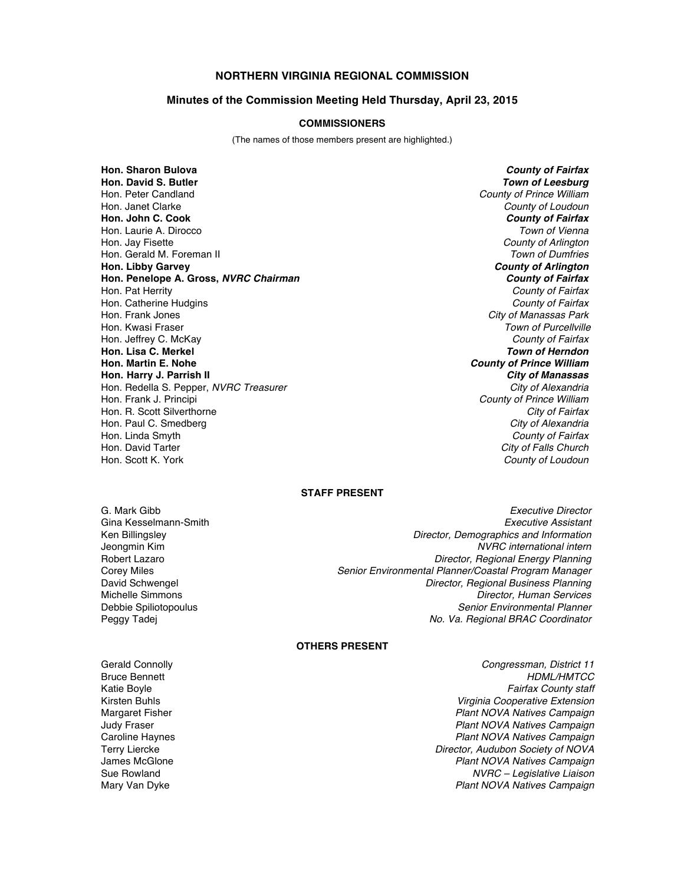# NORTHERN VIRGINIA REGIONAL COMMISSION

## Minutes of the Commission Meeting Held Thursday, April 23, 2015

### COMMISSIONERS

(The names of those members present are highlighted.)

| | |
|---|---|
| **Hon. Sharon Bulova** | ***County of Fairfax*** |
| **Hon. David S. Butler** | ***Town of Leesburg*** |
| Hon. Peter Candland | *County of Prince William* |
| Hon. Janet Clarke | *County of Loudoun* |
| **Hon. John C. Cook** | ***County of Fairfax*** |
| Hon. Laurie A. Dirocco | *Town of Vienna* |
| Hon. Jay Fisette | *County of Arlington* |
| Hon. Gerald M. Foreman II | *Town of Dumfries* |
| **Hon. Libby Garvey** | ***County of Arlington*** |
| **Hon. Penelope A. Gross, *NVRC Chairman*** | ***County of Fairfax*** |
| Hon. Pat Herrity | *County of Fairfax* |
| Hon. Catherine Hudgins | *County of Fairfax* |
| Hon. Frank Jones | *City of Manassas Park* |
| Hon. Kwasi Fraser | *Town of Purcellville* |
| Hon. Jeffrey C. McKay | *County of Fairfax* |
| **Hon. Lisa C. Merkel** | ***Town of Herndon*** |
| **Hon. Martin E. Nohe** | ***County of Prince William*** |
| **Hon. Harry J. Parrish II** | ***City of Manassas*** |
| Hon. Redella S. Pepper, *NVRC Treasurer* | *City of Alexandria* |
| Hon. Frank J. Principi | *County of Prince William* |
| Hon. R. Scott Silverthorne | *City of Fairfax* |
| Hon. Paul C. Smedberg | *City of Alexandria* |
| Hon. Linda Smyth | *County of Fairfax* |
| Hon. David Tarter | *City of Falls Church* |
| Hon. Scott K. York | *County of Loudoun* |

### STAFF PRESENT

| | |
|---|---|
| G. Mark Gibb | *Executive Director* |
| Gina Kesselmann-Smith | *Executive Assistant* |
| Ken Billingsley | *Director, Demographics and Information* |
| Jeongmin Kim | *NVRC international intern* |
| Robert Lazaro | *Director, Regional Energy Planning* |
| Corey Miles | *Senior Environmental Planner/Coastal Program Manager* |
| David Schwengel | *Director, Regional Business Planning* |
| Michelle Simmons | *Director, Human Services* |
| Debbie Spiliotopoulus | *Senior Environmental Planner* |
| Peggy Tadej | *No. Va. Regional BRAC Coordinator* |

### OTHERS PRESENT

| | |
|---|---|
| Gerald Connolly | *Congressman, District 11* |
| Bruce Bennett | *HDML/HMTCC* |
| Katie Boyle | *Fairfax County staff* |
| Kirsten Buhls | *Virginia Cooperative Extension* |
| Margaret Fisher | *Plant NOVA Natives Campaign* |
| Judy Fraser | *Plant NOVA Natives Campaign* |
| Caroline Haynes | *Plant NOVA Natives Campaign* |
| Terry Liercke | *Director, Audubon Society of NOVA* |
| James McGlone | *Plant NOVA Natives Campaign* |
| Sue Rowland | *NVRC – Legislative Liaison* |
| Mary Van Dyke | *Plant NOVA Natives Campaign* |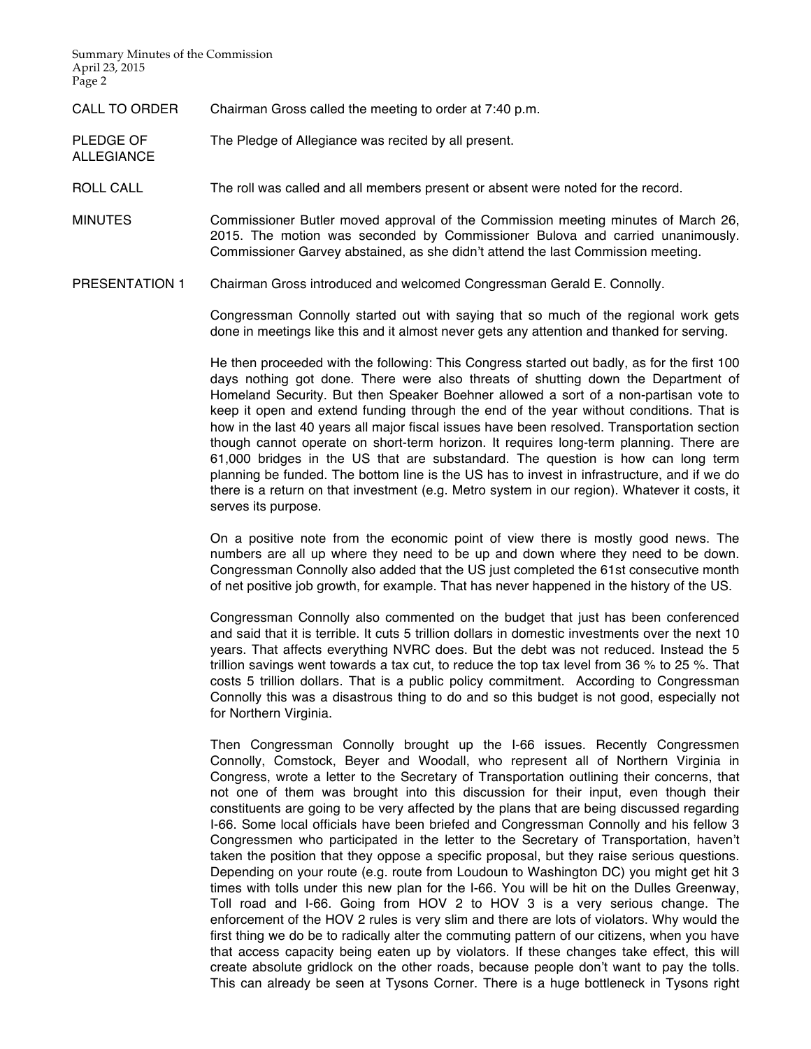**CALL TO ORDER** Chairman Gross called the meeting to order at 7:40 p.m.

**PLEDGE OF ALLEGIANCE** The Pledge of Allegiance was recited by all present.

**ROLL CALL** The roll was called and all members present or absent were noted for the record.

**MINUTES** Commissioner Butler moved approval of the Commission meeting minutes of March 26, 2015. The motion was seconded by Commissioner Bulova and carried unanimously. Commissioner Garvey abstained, as she didn't attend the last Commission meeting.

**PRESENTATION 1** Chairman Gross introduced and welcomed Congressman Gerald E. Connolly.

Congressman Connolly started out with saying that so much of the regional work gets done in meetings like this and it almost never gets any attention and thanked for serving.

He then proceeded with the following: This Congress started out badly, as for the first 100 days nothing got done. There were also threats of shutting down the Department of Homeland Security. But then Speaker Boehner allowed a sort of a non-partisan vote to keep it open and extend funding through the end of the year without conditions. That is how in the last 40 years all major fiscal issues have been resolved. Transportation section though cannot operate on short-term horizon. It requires long-term planning. There are 61,000 bridges in the US that are substandard. The question is how can long term planning be funded. The bottom line is the US has to invest in infrastructure, and if we do there is a return on that investment (e.g. Metro system in our region). Whatever it costs, it serves its purpose.

On a positive note from the economic point of view there is mostly good news. The numbers are all up where they need to be up and down where they need to be down. Congressman Connolly also added that the US just completed the 61st consecutive month of net positive job growth, for example. That has never happened in the history of the US.

Congressman Connolly also commented on the budget that just has been conferenced and said that it is terrible. It cuts 5 trillion dollars in domestic investments over the next 10 years. That affects everything NVRC does. But the debt was not reduced. Instead the 5 trillion savings went towards a tax cut, to reduce the top tax level from 36 % to 25 %. That costs 5 trillion dollars. That is a public policy commitment. According to Congressman Connolly this was a disastrous thing to do and so this budget is not good, especially not for Northern Virginia.

Then Congressman Connolly brought up the I-66 issues. Recently Congressmen Connolly, Comstock, Beyer and Woodall, who represent all of Northern Virginia in Congress, wrote a letter to the Secretary of Transportation outlining their concerns, that not one of them was brought into this discussion for their input, even though their constituents are going to be very affected by the plans that are being discussed regarding I-66. Some local officials have been briefed and Congressman Connolly and his fellow 3 Congressmen who participated in the letter to the Secretary of Transportation, haven't taken the position that they oppose a specific proposal, but they raise serious questions. Depending on your route (e.g. route from Loudoun to Washington DC) you might get hit 3 times with tolls under this new plan for the I-66. You will be hit on the Dulles Greenway, Toll road and I-66. Going from HOV 2 to HOV 3 is a very serious change. The enforcement of the HOV 2 rules is very slim and there are lots of violators. Why would the first thing we do be to radically alter the commuting pattern of our citizens, when you have that access capacity being eaten up by violators. If these changes take effect, this will create absolute gridlock on the other roads, because people don't want to pay the tolls. This can already be seen at Tysons Corner. There is a huge bottleneck in Tysons right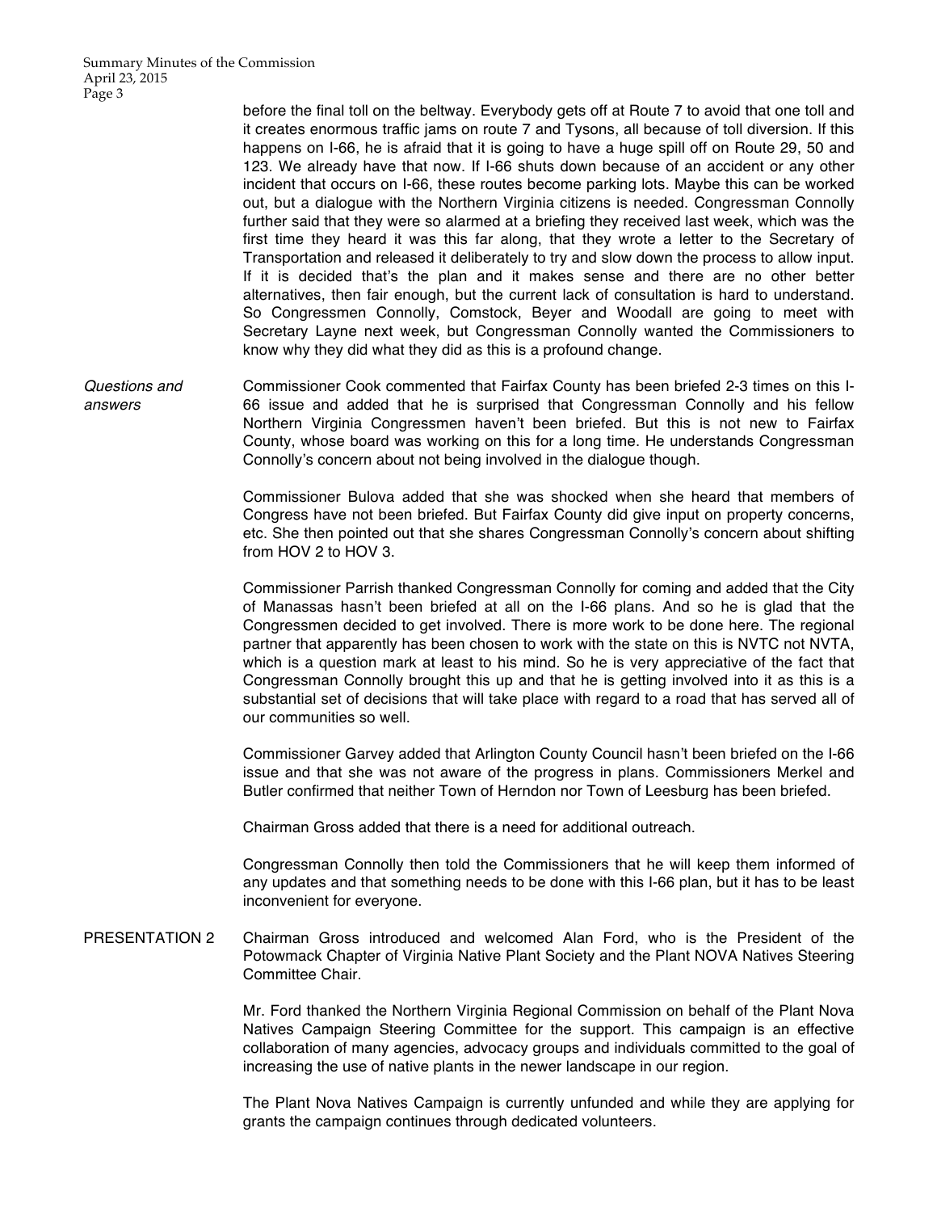before the final toll on the beltway. Everybody gets off at Route 7 to avoid that one toll and it creates enormous traffic jams on route 7 and Tysons, all because of toll diversion. If this happens on I-66, he is afraid that it is going to have a huge spill off on Route 29, 50 and 123. We already have that now. If I-66 shuts down because of an accident or any other incident that occurs on I-66, these routes become parking lots. Maybe this can be worked out, but a dialogue with the Northern Virginia citizens is needed. Congressman Connolly further said that they were so alarmed at a briefing they received last week, which was the first time they heard it was this far along, that they wrote a letter to the Secretary of Transportation and released it deliberately to try and slow down the process to allow input. If it is decided that's the plan and it makes sense and there are no other better alternatives, then fair enough, but the current lack of consultation is hard to understand. So Congressmen Connolly, Comstock, Beyer and Woodall are going to meet with Secretary Layne next week, but Congressman Connolly wanted the Commissioners to know why they did what they did as this is a profound change.

*Questions and answers*

Commissioner Cook commented that Fairfax County has been briefed 2-3 times on this I-66 issue and added that he is surprised that Congressman Connolly and his fellow Northern Virginia Congressmen haven't been briefed. But this is not new to Fairfax County, whose board was working on this for a long time. He understands Congressman Connolly's concern about not being involved in the dialogue though.

Commissioner Bulova added that she was shocked when she heard that members of Congress have not been briefed. But Fairfax County did give input on property concerns, etc. She then pointed out that she shares Congressman Connolly's concern about shifting from HOV 2 to HOV 3.

Commissioner Parrish thanked Congressman Connolly for coming and added that the City of Manassas hasn't been briefed at all on the I-66 plans. And so he is glad that the Congressmen decided to get involved. There is more work to be done here. The regional partner that apparently has been chosen to work with the state on this is NVTC not NVTA, which is a question mark at least to his mind. So he is very appreciative of the fact that Congressman Connolly brought this up and that he is getting involved into it as this is a substantial set of decisions that will take place with regard to a road that has served all of our communities so well.

Commissioner Garvey added that Arlington County Council hasn't been briefed on the I-66 issue and that she was not aware of the progress in plans. Commissioners Merkel and Butler confirmed that neither Town of Herndon nor Town of Leesburg has been briefed.

Chairman Gross added that there is a need for additional outreach.

Congressman Connolly then told the Commissioners that he will keep them informed of any updates and that something needs to be done with this I-66 plan, but it has to be least inconvenient for everyone.

PRESENTATION 2

Chairman Gross introduced and welcomed Alan Ford, who is the President of the Potowmack Chapter of Virginia Native Plant Society and the Plant NOVA Natives Steering Committee Chair.

Mr. Ford thanked the Northern Virginia Regional Commission on behalf of the Plant Nova Natives Campaign Steering Committee for the support. This campaign is an effective collaboration of many agencies, advocacy groups and individuals committed to the goal of increasing the use of native plants in the newer landscape in our region.

The Plant Nova Natives Campaign is currently unfunded and while they are applying for grants the campaign continues through dedicated volunteers.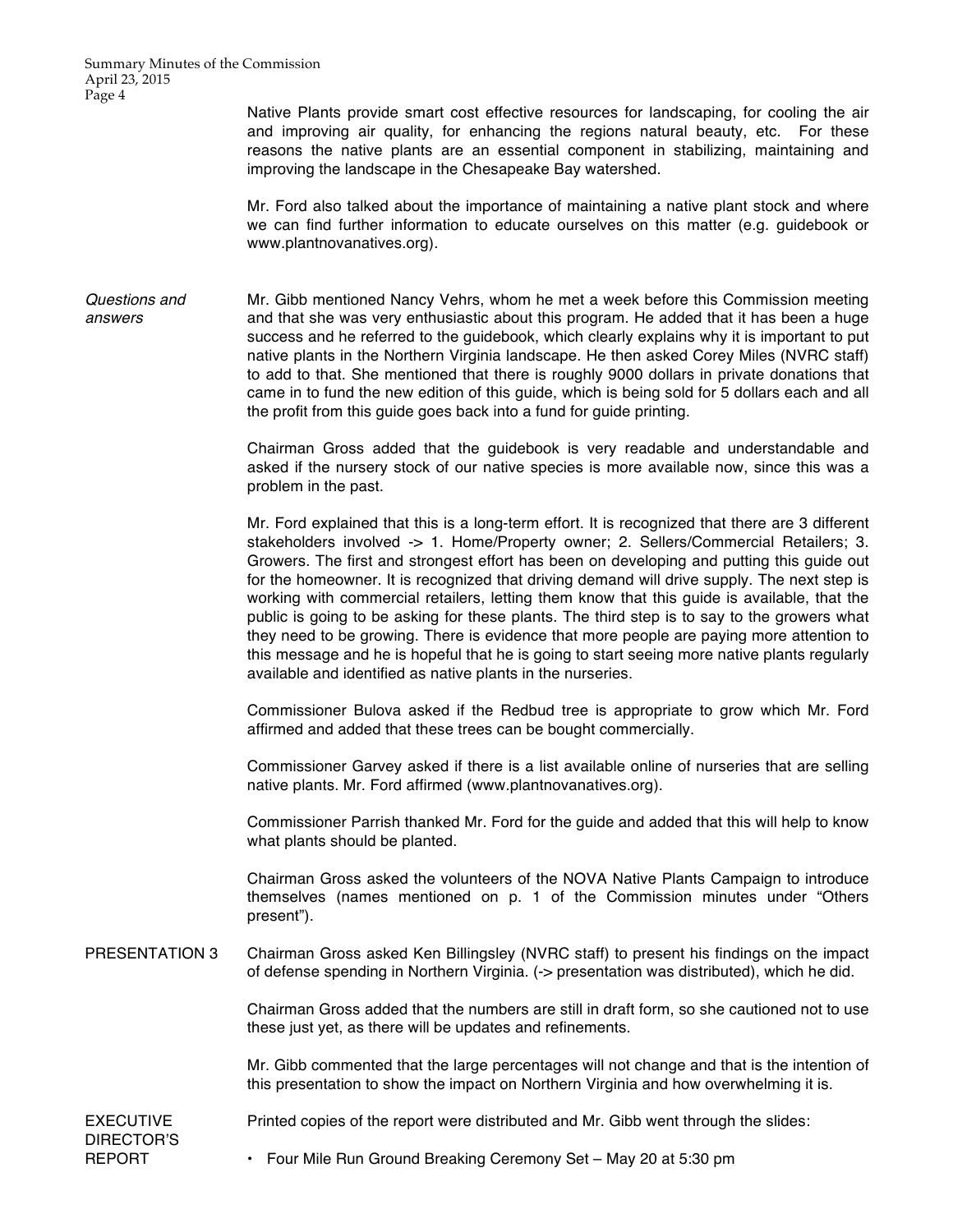Native Plants provide smart cost effective resources for landscaping, for cooling the air and improving air quality, for enhancing the regions natural beauty, etc. For these reasons the native plants are an essential component in stabilizing, maintaining and improving the landscape in the Chesapeake Bay watershed.

Mr. Ford also talked about the importance of maintaining a native plant stock and where we can find further information to educate ourselves on this matter (e.g. guidebook or www.plantnovanatives.org).

*Questions and answers*

Mr. Gibb mentioned Nancy Vehrs, whom he met a week before this Commission meeting and that she was very enthusiastic about this program. He added that it has been a huge success and he referred to the guidebook, which clearly explains why it is important to put native plants in the Northern Virginia landscape. He then asked Corey Miles (NVRC staff) to add to that. She mentioned that there is roughly 9000 dollars in private donations that came in to fund the new edition of this guide, which is being sold for 5 dollars each and all the profit from this guide goes back into a fund for guide printing.

Chairman Gross added that the guidebook is very readable and understandable and asked if the nursery stock of our native species is more available now, since this was a problem in the past.

Mr. Ford explained that this is a long-term effort. It is recognized that there are 3 different stakeholders involved -> 1. Home/Property owner; 2. Sellers/Commercial Retailers; 3. Growers. The first and strongest effort has been on developing and putting this guide out for the homeowner. It is recognized that driving demand will drive supply. The next step is working with commercial retailers, letting them know that this guide is available, that the public is going to be asking for these plants. The third step is to say to the growers what they need to be growing. There is evidence that more people are paying more attention to this message and he is hopeful that he is going to start seeing more native plants regularly available and identified as native plants in the nurseries.

Commissioner Bulova asked if the Redbud tree is appropriate to grow which Mr. Ford affirmed and added that these trees can be bought commercially.

Commissioner Garvey asked if there is a list available online of nurseries that are selling native plants. Mr. Ford affirmed (www.plantnovanatives.org).

Commissioner Parrish thanked Mr. Ford for the guide and added that this will help to know what plants should be planted.

Chairman Gross asked the volunteers of the NOVA Native Plants Campaign to introduce themselves (names mentioned on p. 1 of the Commission minutes under "Others present").

PRESENTATION 3

Chairman Gross asked Ken Billingsley (NVRC staff) to present his findings on the impact of defense spending in Northern Virginia. (-> presentation was distributed), which he did.

Chairman Gross added that the numbers are still in draft form, so she cautioned not to use these just yet, as there will be updates and refinements.

Mr. Gibb commented that the large percentages will not change and that is the intention of this presentation to show the impact on Northern Virginia and how overwhelming it is.

EXECUTIVE DIRECTOR'S REPORT

Printed copies of the report were distributed and Mr. Gibb went through the slides:

- Four Mile Run Ground Breaking Ceremony Set – May 20 at 5:30 pm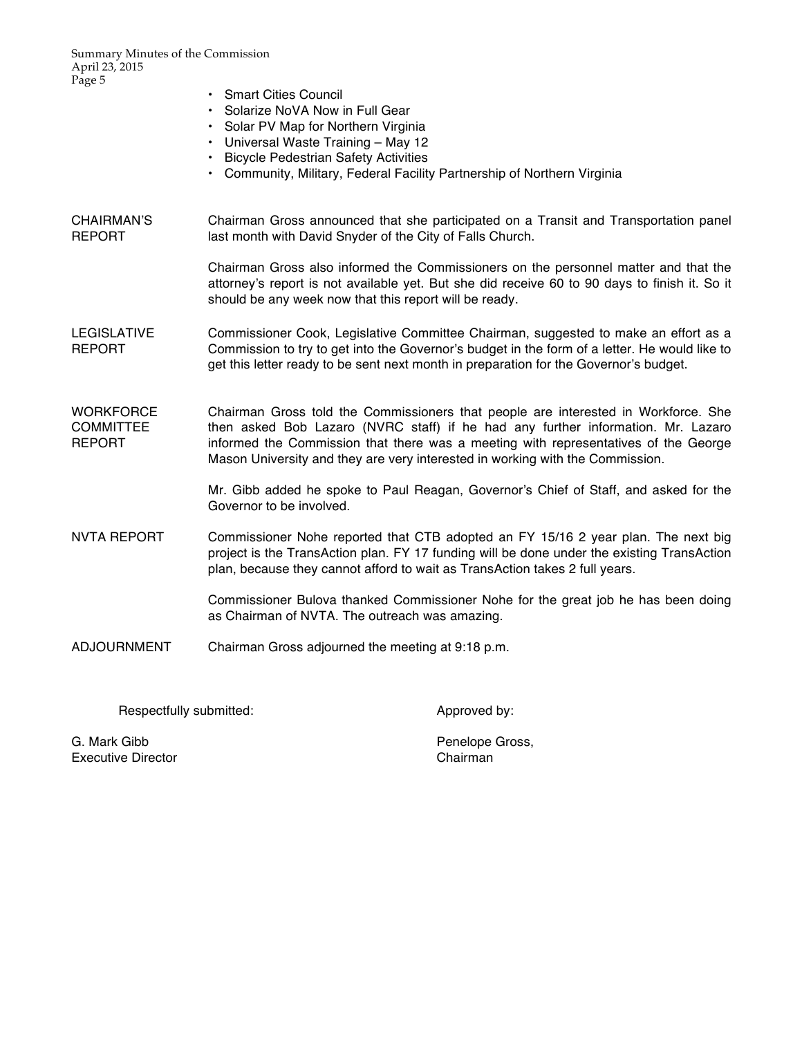- Smart Cities Council
- Solarize NoVA Now in Full Gear
- Solar PV Map for Northern Virginia
- Universal Waste Training – May 12
- Bicycle Pedestrian Safety Activities
- Community, Military, Federal Facility Partnership of Northern Virginia

**CHAIRMAN'S REPORT**

Chairman Gross announced that she participated on a Transit and Transportation panel last month with David Snyder of the City of Falls Church.

Chairman Gross also informed the Commissioners on the personnel matter and that the attorney's report is not available yet. But she did receive 60 to 90 days to finish it. So it should be any week now that this report will be ready.

**LEGISLATIVE REPORT**

Commissioner Cook, Legislative Committee Chairman, suggested to make an effort as a Commission to try to get into the Governor's budget in the form of a letter. He would like to get this letter ready to be sent next month in preparation for the Governor's budget.

**WORKFORCE COMMITTEE REPORT**

Chairman Gross told the Commissioners that people are interested in Workforce. She then asked Bob Lazaro (NVRC staff) if he had any further information. Mr. Lazaro informed the Commission that there was a meeting with representatives of the George Mason University and they are very interested in working with the Commission.

Mr. Gibb added he spoke to Paul Reagan, Governor's Chief of Staff, and asked for the Governor to be involved.

**NVTA REPORT**

Commissioner Nohe reported that CTB adopted an FY 15/16 2 year plan. The next big project is the TransAction plan. FY 17 funding will be done under the existing TransAction plan, because they cannot afford to wait as TransAction takes 2 full years.

Commissioner Bulova thanked Commissioner Nohe for the great job he has been doing as Chairman of NVTA. The outreach was amazing.

**ADJOURNMENT**

Chairman Gross adjourned the meeting at 9:18 p.m.

| | |
|---|---|
| Respectfully submitted: | Approved by: |
| G. Mark Gibb<br>Executive Director | Penelope Gross,<br>Chairman |